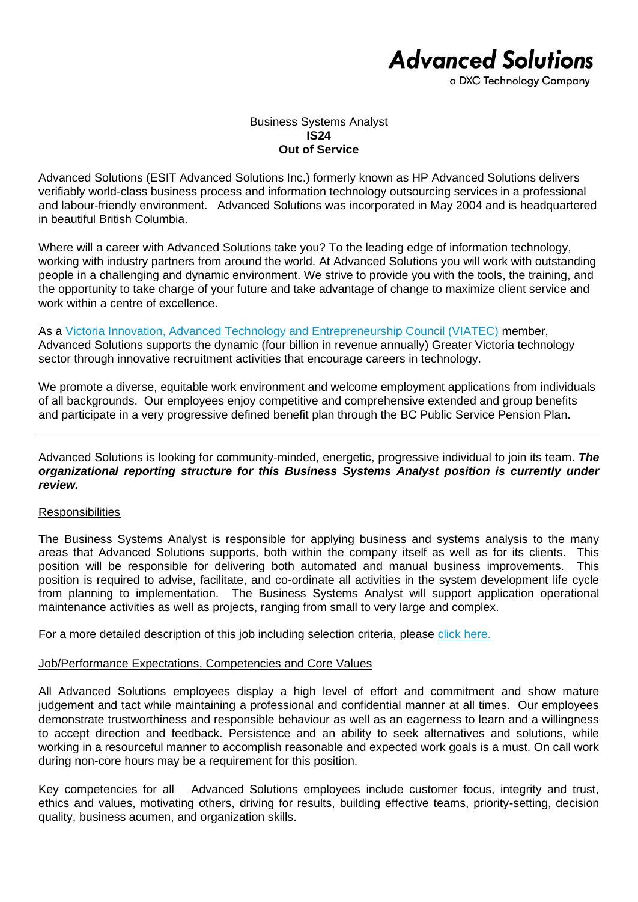**Advanced Solutions**
a DXC Technology Company

Business Systems Analyst
**IS24**
**Out of Service**

Advanced Solutions (ESIT Advanced Solutions Inc.) formerly known as HP Advanced Solutions delivers verifiably world-class business process and information technology outsourcing services in a professional and labour-friendly environment. Advanced Solutions was incorporated in May 2004 and is headquartered in beautiful British Columbia.

Where will a career with Advanced Solutions take you? To the leading edge of information technology, working with industry partners from around the world. At Advanced Solutions you will work with outstanding people in a challenging and dynamic environment. We strive to provide you with the tools, the training, and the opportunity to take charge of your future and take advantage of change to maximize client service and work within a centre of excellence.

As a Victoria Innovation, Advanced Technology and Entrepreneurship Council (VIATEC) member, Advanced Solutions supports the dynamic (four billion in revenue annually) Greater Victoria technology sector through innovative recruitment activities that encourage careers in technology.

We promote a diverse, equitable work environment and welcome employment applications from individuals of all backgrounds. Our employees enjoy competitive and comprehensive extended and group benefits and participate in a very progressive defined benefit plan through the BC Public Service Pension Plan.

---

Advanced Solutions is looking for community-minded, energetic, progressive individual to join its team. ***The organizational reporting structure for this Business Systems Analyst position is currently under review.***

## Responsibilities

The Business Systems Analyst is responsible for applying business and systems analysis to the many areas that Advanced Solutions supports, both within the company itself as well as for its clients. This position will be responsible for delivering both automated and manual business improvements. This position is required to advise, facilitate, and co-ordinate all activities in the system development life cycle from planning to implementation. The Business Systems Analyst will support application operational maintenance activities as well as projects, ranging from small to very large and complex.

For a more detailed description of this job including selection criteria, please click here.

## Job/Performance Expectations, Competencies and Core Values

All Advanced Solutions employees display a high level of effort and commitment and show mature judgement and tact while maintaining a professional and confidential manner at all times. Our employees demonstrate trustworthiness and responsible behaviour as well as an eagerness to learn and a willingness to accept direction and feedback. Persistence and an ability to seek alternatives and solutions, while working in a resourceful manner to accomplish reasonable and expected work goals is a must. On call work during non-core hours may be a requirement for this position.

Key competencies for all Advanced Solutions employees include customer focus, integrity and trust, ethics and values, motivating others, driving for results, building effective teams, priority-setting, decision quality, business acumen, and organization skills.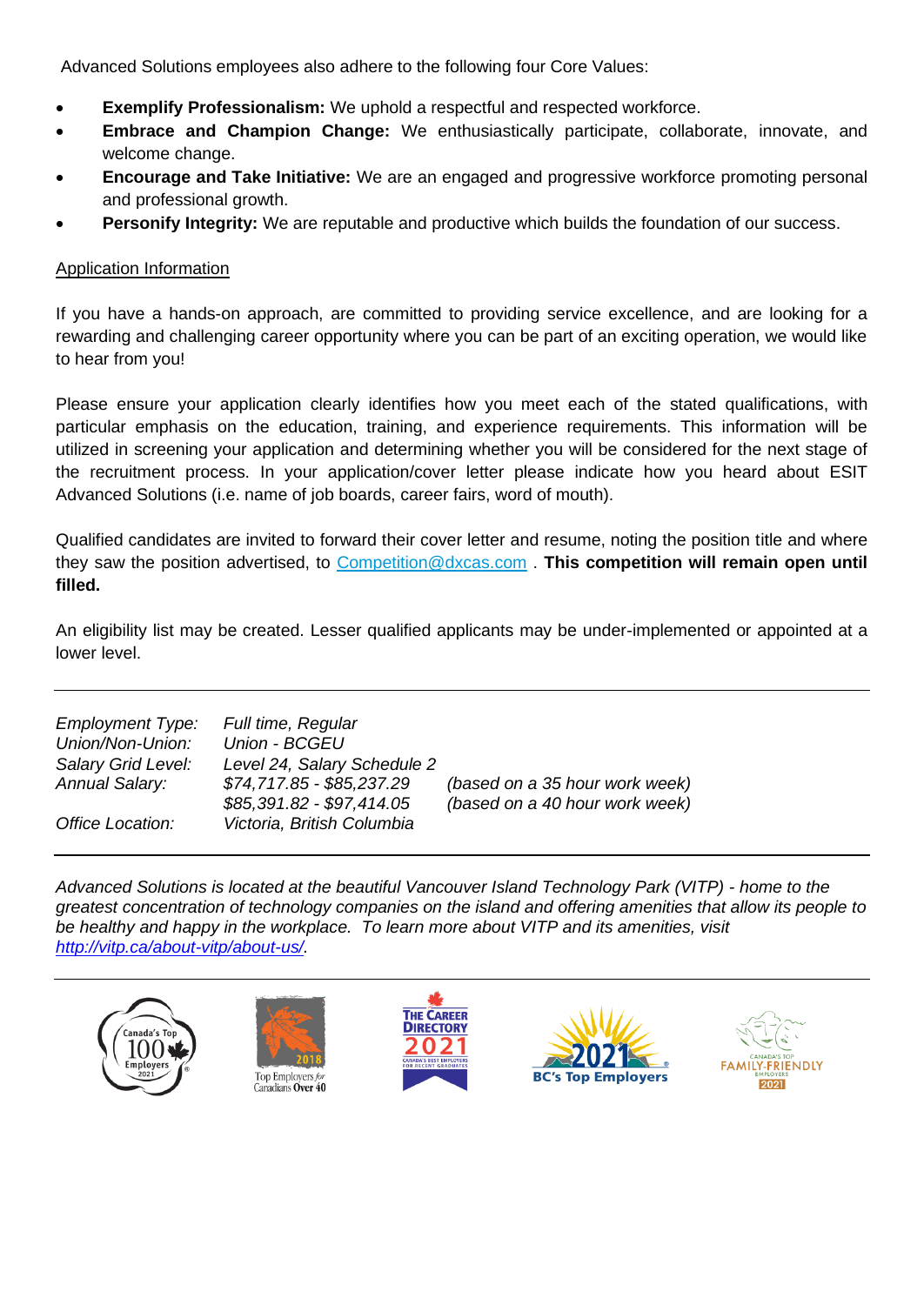Advanced Solutions employees also adhere to the following four Core Values:

- **Exemplify Professionalism:** We uphold a respectful and respected workforce.
- **Embrace and Champion Change:** We enthusiastically participate, collaborate, innovate, and welcome change.
- **Encourage and Take Initiative:** We are an engaged and progressive workforce promoting personal and professional growth.
- **Personify Integrity:** We are reputable and productive which builds the foundation of our success.

Application Information

If you have a hands-on approach, are committed to providing service excellence, and are looking for a rewarding and challenging career opportunity where you can be part of an exciting operation, we would like to hear from you!

Please ensure your application clearly identifies how you meet each of the stated qualifications, with particular emphasis on the education, training, and experience requirements. This information will be utilized in screening your application and determining whether you will be considered for the next stage of the recruitment process. In your application/cover letter please indicate how you heard about ESIT Advanced Solutions (i.e. name of job boards, career fairs, word of mouth).

Qualified candidates are invited to forward their cover letter and resume, noting the position title and where they saw the position advertised, to Competition@dxcas.com . **This competition will remain open until filled.**

An eligibility list may be created. Lesser qualified applicants may be under-implemented or appointed at a lower level.

| | | |
|---|---|---|
| *Employment Type:* | *Full time, Regular* | |
| *Union/Non-Union:* | *Union - BCGEU* | |
| *Salary Grid Level:* | *Level 24, Salary Schedule 2* | |
| *Annual Salary:* | *$74,717.85 - $85,237.29* | *(based on a 35 hour work week)* |
| | *$85,391.82 - $97,414.05* | *(based on a 40 hour work week)* |
| *Office Location:* | *Victoria, British Columbia* | |

*Advanced Solutions is located at the beautiful Vancouver Island Technology Park (VITP) - home to the greatest concentration of technology companies on the island and offering amenities that allow its people to be healthy and happy in the workplace. To learn more about VITP and its amenities, visit http://vitp.ca/about-vitp/about-us/.*